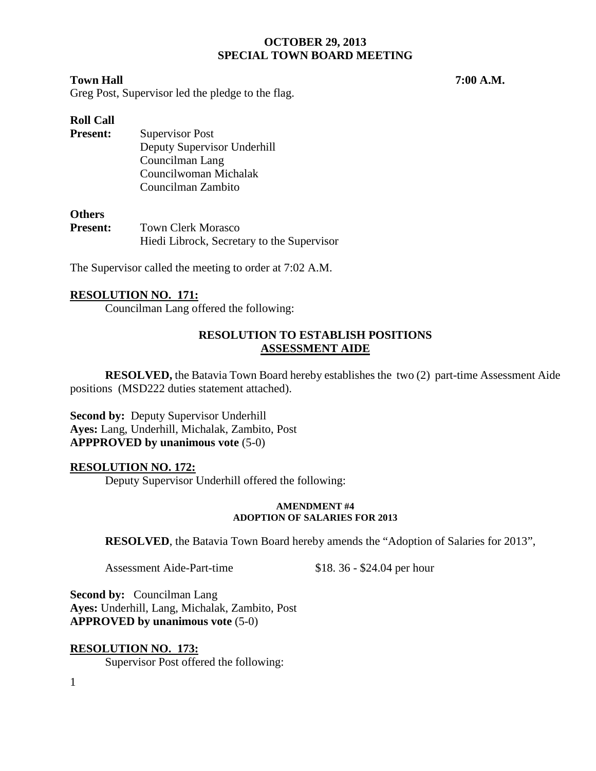# OCTOBER 29, 2013
## SPECIAL TOWN BOARD MEETING

**Town Hall** **7:00 A.M.**

Greg Post, Supervisor led the pledge to the flag.

**Roll Call**

**Present:** Supervisor Post
Deputy Supervisor Underhill
Councilman Lang
Councilwoman Michalak
Councilman Zambito

**Others**

**Present:** Town Clerk Morasco
Hiedi Librock, Secretary to the Supervisor

The Supervisor called the meeting to order at 7:02 A.M.

**RESOLUTION NO. 171:**

Councilman Lang offered the following:

**RESOLUTION TO ESTABLISH POSITIONS**
**ASSESSMENT AIDE**

**RESOLVED,** the Batavia Town Board hereby establishes the two (2) part-time Assessment Aide positions (MSD222 duties statement attached).

**Second by:** Deputy Supervisor Underhill
**Ayes:** Lang, Underhill, Michalak, Zambito, Post
**APPPROVED by unanimous vote** (5-0)

**RESOLUTION NO. 172:**

Deputy Supervisor Underhill offered the following:

**AMENDMENT #4**
**ADOPTION OF SALARIES FOR 2013**

**RESOLVED**, the Batavia Town Board hereby amends the "Adoption of Salaries for 2013",

Assessment Aide-Part-time $18. 36 - $24.04 per hour

**Second by:** Councilman Lang
**Ayes:** Underhill, Lang, Michalak, Zambito, Post
**APPROVED by unanimous vote** (5-0)

**RESOLUTION NO. 173:**

Supervisor Post offered the following: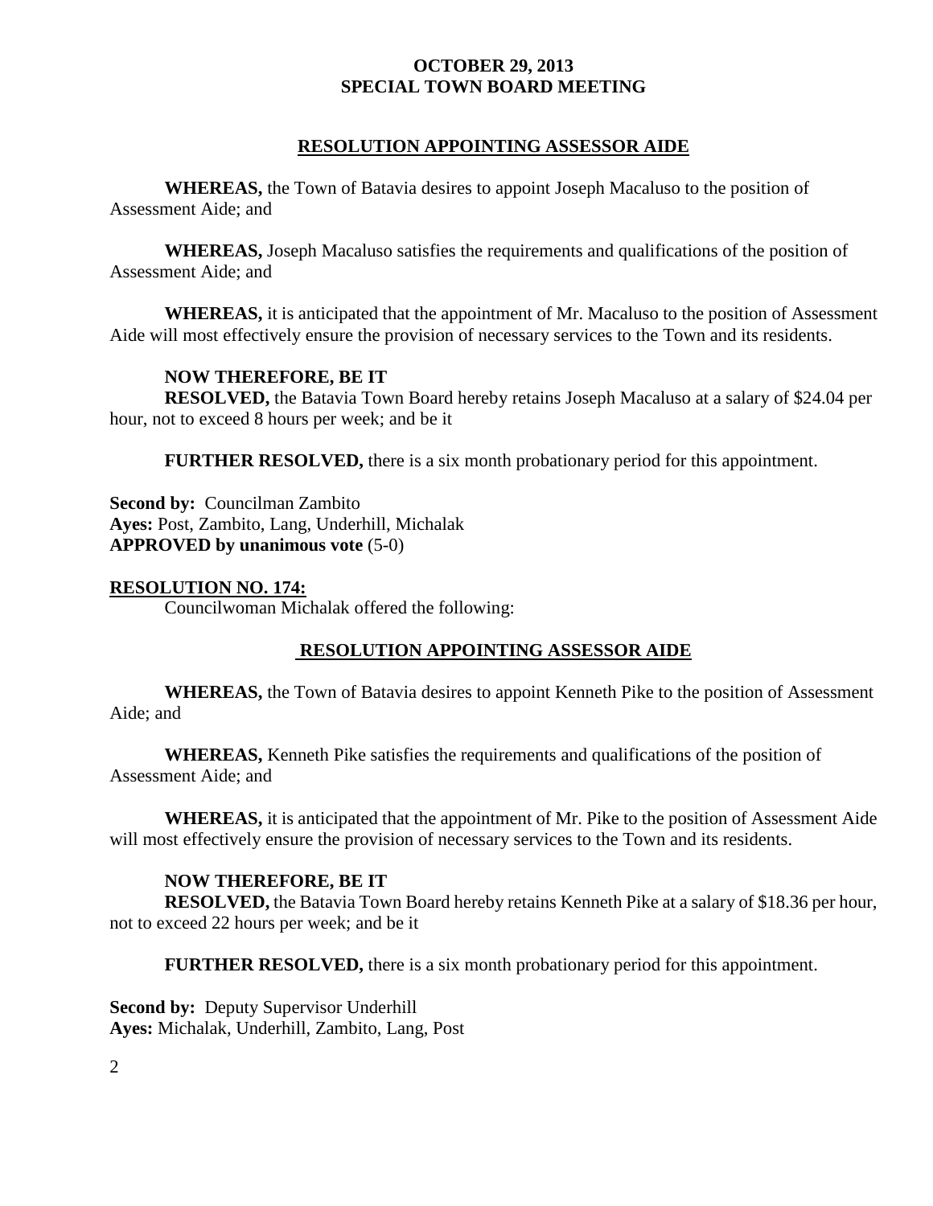## RESOLUTION APPOINTING ASSESSOR AIDE

**WHEREAS,** the Town of Batavia desires to appoint Joseph Macaluso to the position of Assessment Aide; and

**WHEREAS,** Joseph Macaluso satisfies the requirements and qualifications of the position of Assessment Aide; and

**WHEREAS,** it is anticipated that the appointment of Mr. Macaluso to the position of Assessment Aide will most effectively ensure the provision of necessary services to the Town and its residents.

**NOW THEREFORE, BE IT**
**RESOLVED,** the Batavia Town Board hereby retains Joseph Macaluso at a salary of $24.04 per hour, not to exceed 8 hours per week; and be it

**FURTHER RESOLVED,** there is a six month probationary period for this appointment.

**Second by:** Councilman Zambito
**Ayes:** Post, Zambito, Lang, Underhill, Michalak
**APPROVED by unanimous vote** (5-0)

**RESOLUTION NO. 174:**

Councilwoman Michalak offered the following:

## RESOLUTION APPOINTING ASSESSOR AIDE

**WHEREAS,** the Town of Batavia desires to appoint Kenneth Pike to the position of Assessment Aide; and

**WHEREAS,** Kenneth Pike satisfies the requirements and qualifications of the position of Assessment Aide; and

**WHEREAS,** it is anticipated that the appointment of Mr. Pike to the position of Assessment Aide will most effectively ensure the provision of necessary services to the Town and its residents.

**NOW THEREFORE, BE IT**
**RESOLVED,** the Batavia Town Board hereby retains Kenneth Pike at a salary of $18.36 per hour, not to exceed 22 hours per week; and be it

**FURTHER RESOLVED,** there is a six month probationary period for this appointment.

**Second by:** Deputy Supervisor Underhill
**Ayes:** Michalak, Underhill, Zambito, Lang, Post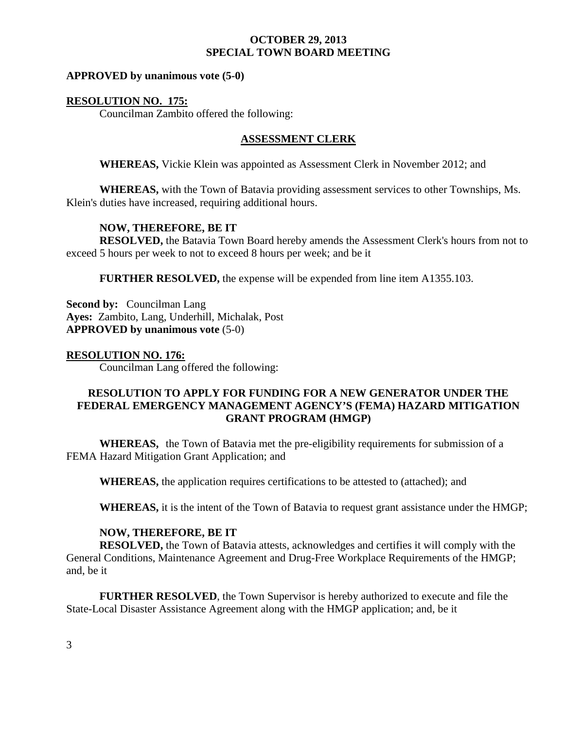**APPROVED by unanimous vote (5-0)**

**RESOLUTION NO. 175:**

Councilman Zambito offered the following:

**ASSESSMENT CLERK**

**WHEREAS,** Vickie Klein was appointed as Assessment Clerk in November 2012; and

**WHEREAS,** with the Town of Batavia providing assessment services to other Townships, Ms. Klein's duties have increased, requiring additional hours.

**NOW, THEREFORE, BE IT**

**RESOLVED,** the Batavia Town Board hereby amends the Assessment Clerk's hours from not to exceed 5 hours per week to not to exceed 8 hours per week; and be it

**FURTHER RESOLVED,** the expense will be expended from line item A1355.103.

**Second by:** Councilman Lang
**Ayes:** Zambito, Lang, Underhill, Michalak, Post
**APPROVED by unanimous vote** (5-0)

**RESOLUTION NO. 176:**

Councilman Lang offered the following:

**RESOLUTION TO APPLY FOR FUNDING FOR A NEW GENERATOR UNDER THE FEDERAL EMERGENCY MANAGEMENT AGENCY'S (FEMA) HAZARD MITIGATION GRANT PROGRAM (HMGP)**

**WHEREAS,** the Town of Batavia met the pre-eligibility requirements for submission of a FEMA Hazard Mitigation Grant Application; and

**WHEREAS,** the application requires certifications to be attested to (attached); and

**WHEREAS,** it is the intent of the Town of Batavia to request grant assistance under the HMGP;

**NOW, THEREFORE, BE IT**

**RESOLVED,** the Town of Batavia attests, acknowledges and certifies it will comply with the General Conditions, Maintenance Agreement and Drug-Free Workplace Requirements of the HMGP; and, be it

**FURTHER RESOLVED**, the Town Supervisor is hereby authorized to execute and file the State-Local Disaster Assistance Agreement along with the HMGP application; and, be it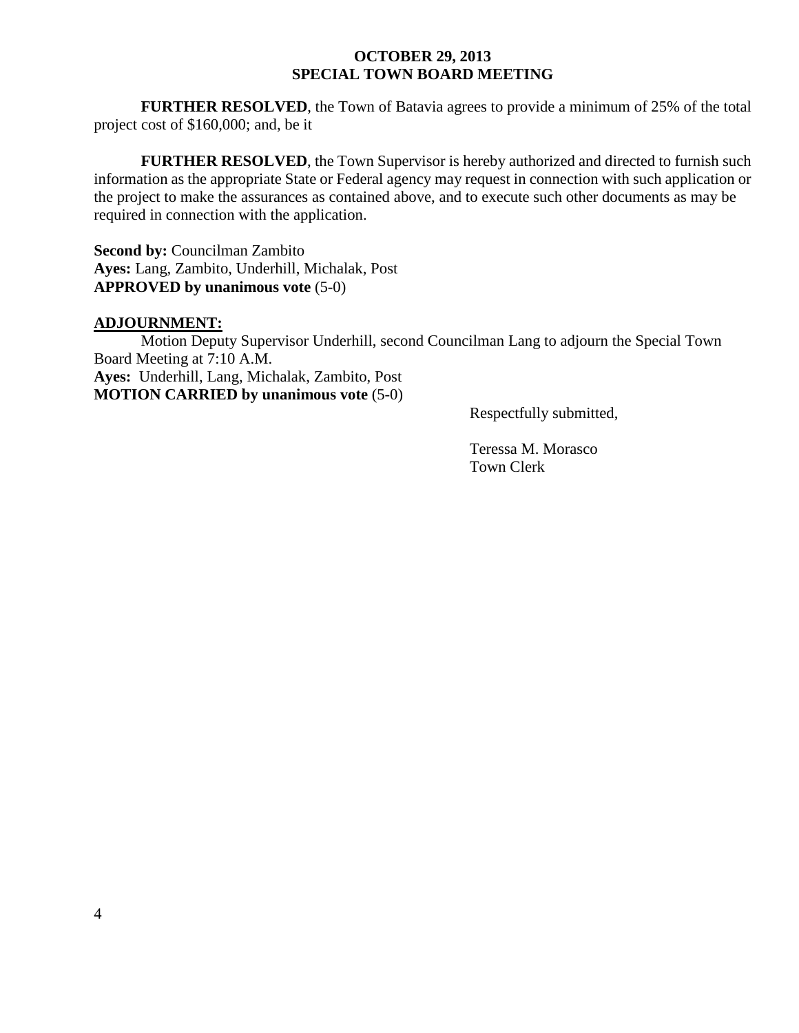**FURTHER RESOLVED**, the Town of Batavia agrees to provide a minimum of 25% of the total project cost of $160,000; and, be it

**FURTHER RESOLVED**, the Town Supervisor is hereby authorized and directed to furnish such information as the appropriate State or Federal agency may request in connection with such application or the project to make the assurances as contained above, and to execute such other documents as may be required in connection with the application.

**Second by:** Councilman Zambito
**Ayes:** Lang, Zambito, Underhill, Michalak, Post
**APPROVED by unanimous vote** (5-0)

## ADJOURNMENT:

Motion Deputy Supervisor Underhill, second Councilman Lang to adjourn the Special Town Board Meeting at 7:10 A.M.
**Ayes:** Underhill, Lang, Michalak, Zambito, Post
**MOTION CARRIED by unanimous vote** (5-0)

Respectfully submitted,

Teressa M. Morasco
Town Clerk